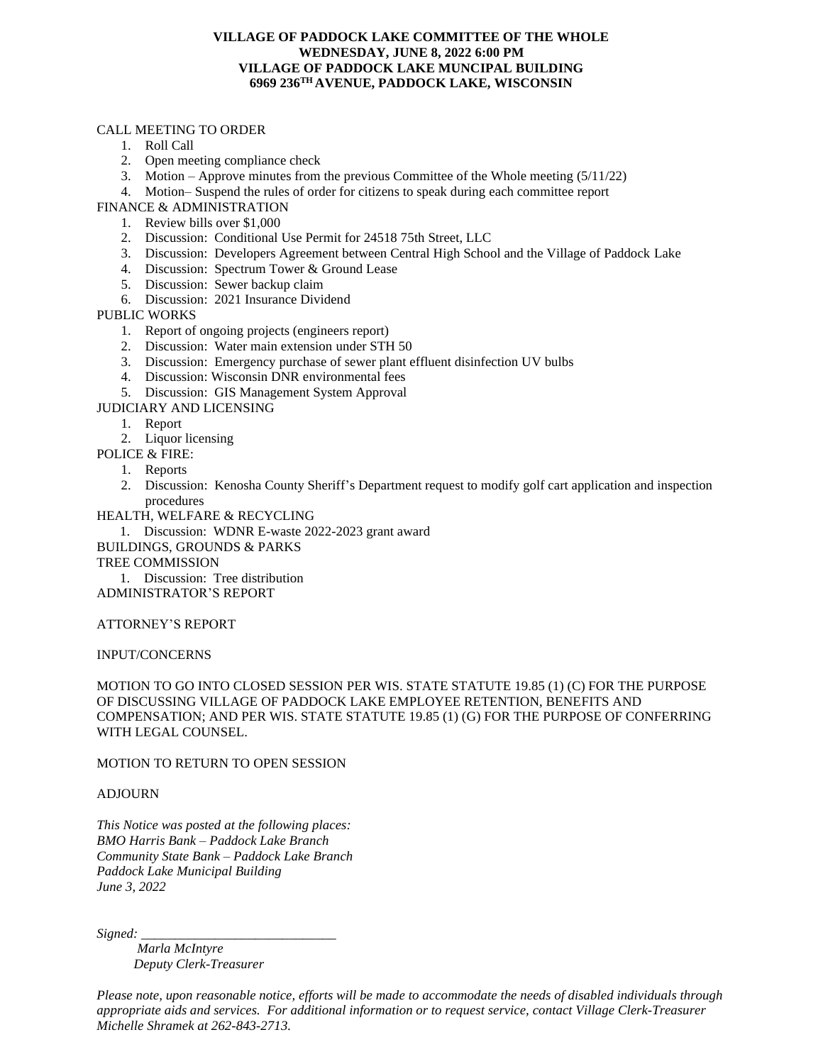**VILLAGE OF PADDOCK LAKE COMMITTEE OF THE WHOLE**
**WEDNESDAY, JUNE 8, 2022 6:00 PM**
**VILLAGE OF PADDOCK LAKE MUNCIPAL BUILDING**
**6969 236TH AVENUE, PADDOCK LAKE, WISCONSIN**

CALL MEETING TO ORDER

1. Roll Call
2. Open meeting compliance check
3. Motion – Approve minutes from the previous Committee of the Whole meeting (5/11/22)
4. Motion– Suspend the rules of order for citizens to speak during each committee report

FINANCE & ADMINISTRATION

1. Review bills over $1,000
2. Discussion: Conditional Use Permit for 24518 75th Street, LLC
3. Discussion: Developers Agreement between Central High School and the Village of Paddock Lake
4. Discussion: Spectrum Tower & Ground Lease
5. Discussion: Sewer backup claim
6. Discussion: 2021 Insurance Dividend

PUBLIC WORKS

1. Report of ongoing projects (engineers report)
2. Discussion: Water main extension under STH 50
3. Discussion: Emergency purchase of sewer plant effluent disinfection UV bulbs
4. Discussion: Wisconsin DNR environmental fees
5. Discussion: GIS Management System Approval

JUDICIARY AND LICENSING

1. Report
2. Liquor licensing

POLICE & FIRE:

1. Reports
2. Discussion: Kenosha County Sheriff's Department request to modify golf cart application and inspection procedures

HEALTH, WELFARE & RECYCLING

1. Discussion: WDNR E-waste 2022-2023 grant award

BUILDINGS, GROUNDS & PARKS

TREE COMMISSION

1. Discussion: Tree distribution

ADMINISTRATOR'S REPORT

ATTORNEY'S REPORT

INPUT/CONCERNS

MOTION TO GO INTO CLOSED SESSION PER WIS. STATE STATUTE 19.85 (1) (C) FOR THE PURPOSE OF DISCUSSING VILLAGE OF PADDOCK LAKE EMPLOYEE RETENTION, BENEFITS AND COMPENSATION; AND PER WIS. STATE STATUTE 19.85 (1) (G) FOR THE PURPOSE OF CONFERRING WITH LEGAL COUNSEL.

MOTION TO RETURN TO OPEN SESSION

ADJOURN

*This Notice was posted at the following places:*
*BMO Harris Bank – Paddock Lake Branch*
*Community State Bank – Paddock Lake Branch*
*Paddock Lake Municipal Building*
*June 3, 2022*

*Signed: ______________________________*
*Marla McIntyre*
*Deputy Clerk-Treasurer*

*Please note, upon reasonable notice, efforts will be made to accommodate the needs of disabled individuals through appropriate aids and services. For additional information or to request service, contact Village Clerk-Treasurer Michelle Shramek at 262-843-2713.*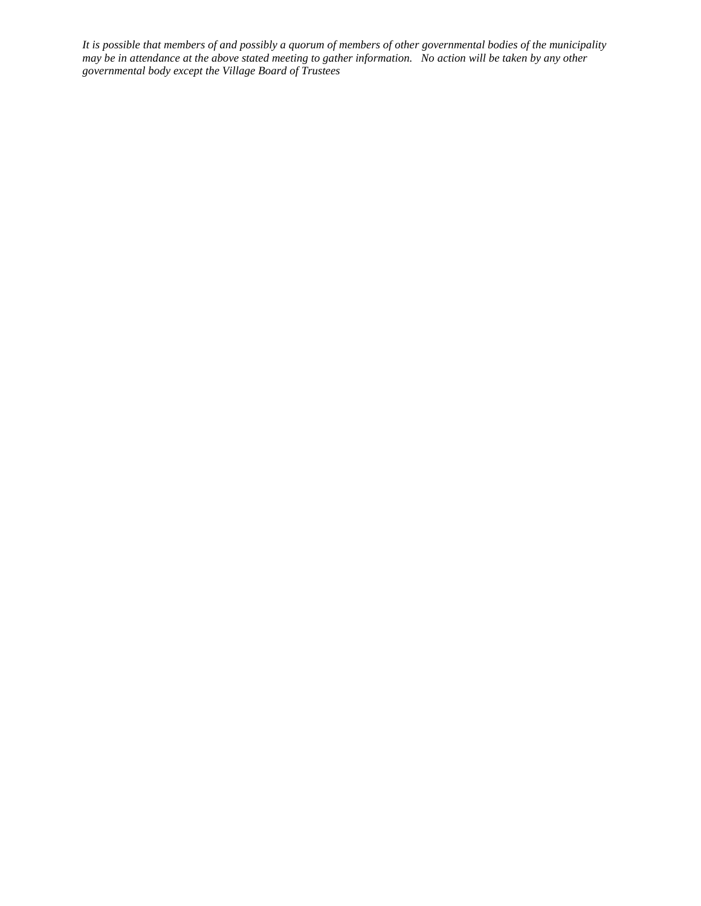*It is possible that members of and possibly a quorum of members of other governmental bodies of the municipality may be in attendance at the above stated meeting to gather information. No action will be taken by any other governmental body except the Village Board of Trustees*